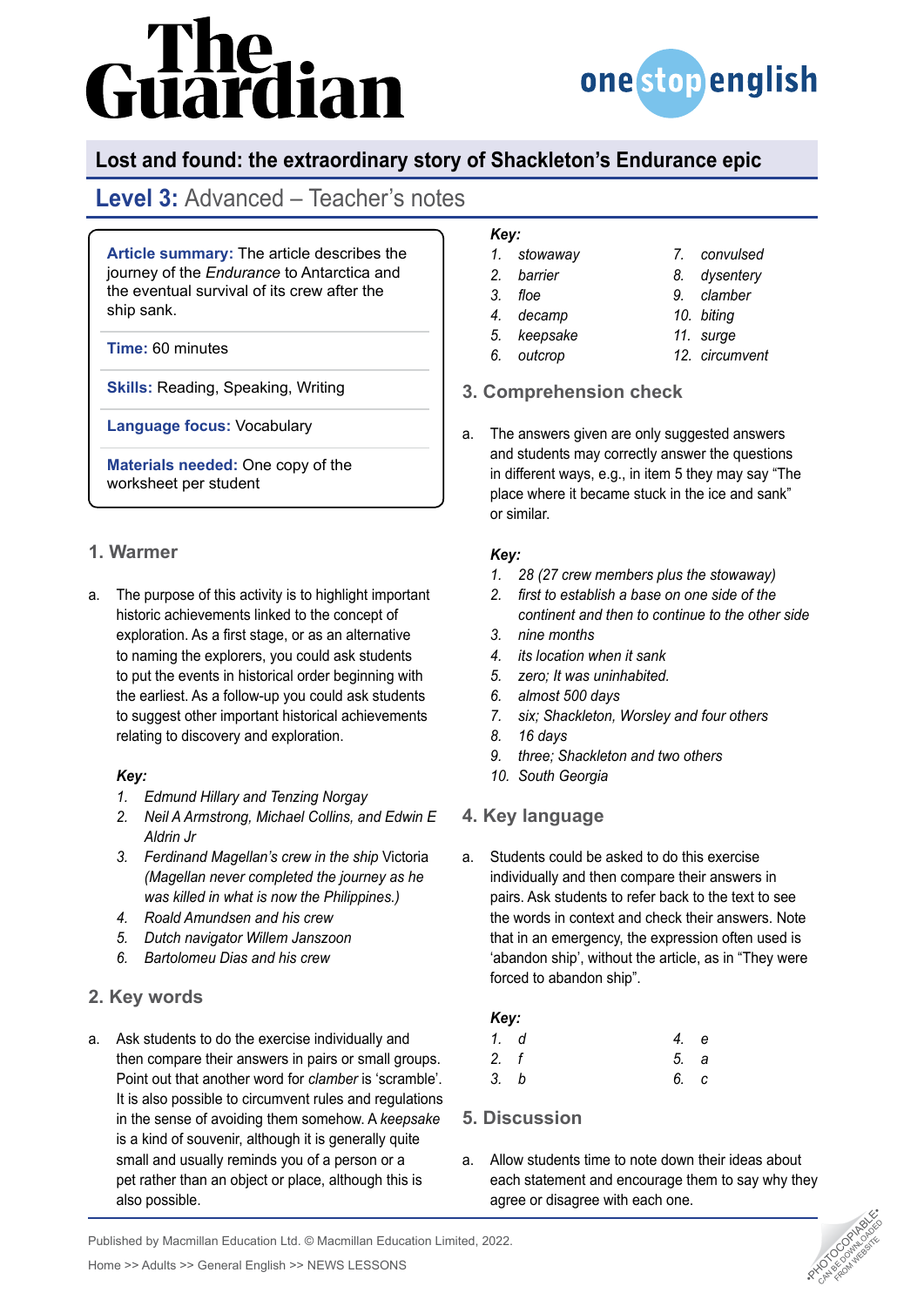# Lost and found: the extraordinary story of Shackleton's Endurance epic

## Level 3: Advanced – Teacher's notes

**Article summary:** The article describes the journey of the *Endurance* to Antarctica and the eventual survival of its crew after the ship sank.

**Time:** 60 minutes

**Skills:** Reading, Speaking, Writing

**Language focus:** Vocabulary

**Materials needed:** One copy of the worksheet per student

### 1. Warmer

a. The purpose of this activity is to highlight important historic achievements linked to the concept of exploration. As a first stage, or as an alternative to naming the explorers, you could ask students to put the events in historical order beginning with the earliest. As a follow-up you could ask students to suggest other important historical achievements relating to discovery and exploration.

***Key:***

1. *Edmund Hillary and Tenzing Norgay*
2. *Neil A Armstrong, Michael Collins, and Edwin E Aldrin Jr*
3. *Ferdinand Magellan's crew in the ship* Victoria *(Magellan never completed the journey as he was killed in what is now the Philippines.)*
4. *Roald Amundsen and his crew*
5. *Dutch navigator Willem Janszoon*
6. *Bartolomeu Dias and his crew*

### 2. Key words

a. Ask students to do the exercise individually and then compare their answers in pairs or small groups. Point out that another word for *clamber* is 'scramble'. It is also possible to circumvent rules and regulations in the sense of avoiding them somehow. A *keepsake* is a kind of souvenir, although it is generally quite small and usually reminds you of a person or a pet rather than an object or place, although this is also possible.

***Key:***

1. *stowaway*
2. *barrier*
3. *floe*
4. *decamp*
5. *keepsake*
6. *outcrop*
7. *convulsed*
8. *dysentery*
9. *clamber*
10. *biting*
11. *surge*
12. *circumvent*

### 3. Comprehension check

a. The answers given are only suggested answers and students may correctly answer the questions in different ways, e.g., in item 5 they may say "The place where it became stuck in the ice and sank" or similar.

***Key:***

1. *28 (27 crew members plus the stowaway)*
2. *first to establish a base on one side of the continent and then to continue to the other side*
3. *nine months*
4. *its location when it sank*
5. *zero; It was uninhabited.*
6. *almost 500 days*
7. *six; Shackleton, Worsley and four others*
8. *16 days*
9. *three; Shackleton and two others*
10. *South Georgia*

### 4. Key language

a. Students could be asked to do this exercise individually and then compare their answers in pairs. Ask students to refer back to the text to see the words in context and check their answers. Note that in an emergency, the expression often used is 'abandon ship', without the article, as in "They were forced to abandon ship".

***Key:***

1. *d*
2. *f*
3. *b*
4. *e*
5. *a*
6. *c*

### 5. Discussion

a. Allow students time to note down their ideas about each statement and encourage them to say why they agree or disagree with each one.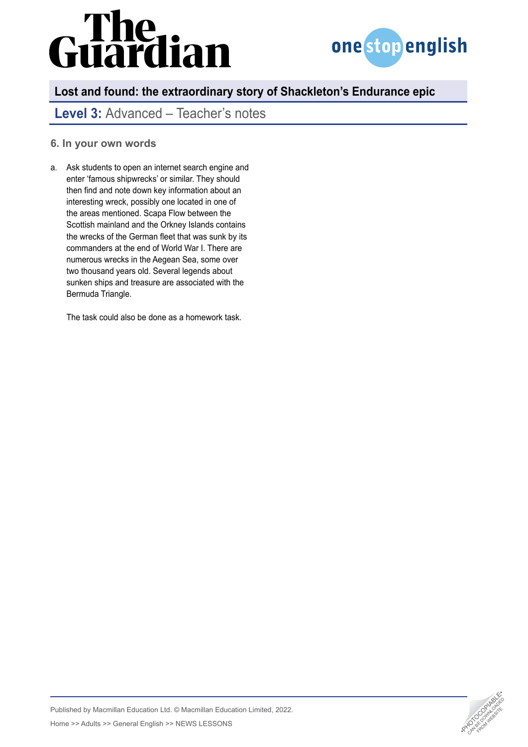## 6. In your own words

a. Ask students to open an internet search engine and enter 'famous shipwrecks' or similar. They should then find and note down key information about an interesting wreck, possibly one located in one of the areas mentioned. Scapa Flow between the Scottish mainland and the Orkney Islands contains the wrecks of the German fleet that was sunk by its commanders at the end of World War I. There are numerous wrecks in the Aegean Sea, some over two thousand years old. Several legends about sunken ships and treasure are associated with the Bermuda Triangle.

   The task could also be done as a homework task.